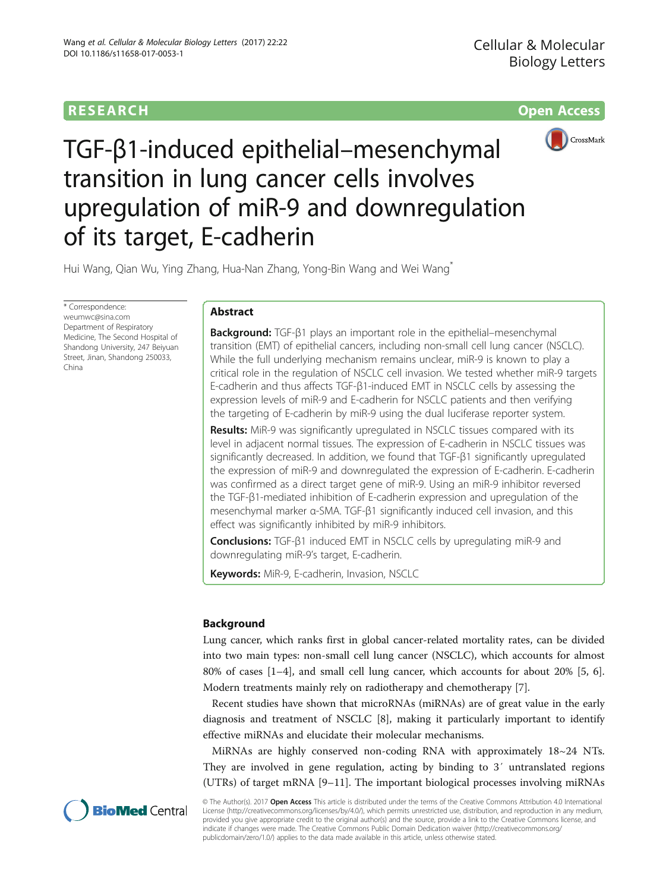**RESEARCH** **Open Access**

# TGF-β1-induced epithelial–mesenchymal transition in lung cancer cells involves upregulation of miR-9 and downregulation of its target, E-cadherin

Hui Wang, Qian Wu, Ying Zhang, Hua-Nan Zhang, Yong-Bin Wang and Wei Wang*

* Correspondence: weumwc@sina.com
Department of Respiratory Medicine, The Second Hospital of Shandong University, 247 Beiyuan Street, Jinan, Shandong 250033, China

## Abstract

**Background:** TGF-β1 plays an important role in the epithelial–mesenchymal transition (EMT) of epithelial cancers, including non-small cell lung cancer (NSCLC). While the full underlying mechanism remains unclear, miR-9 is known to play a critical role in the regulation of NSCLC cell invasion. We tested whether miR-9 targets E-cadherin and thus affects TGF-β1-induced EMT in NSCLC cells by assessing the expression levels of miR-9 and E-cadherin for NSCLC patients and then verifying the targeting of E-cadherin by miR-9 using the dual luciferase reporter system.

**Results:** MiR-9 was significantly upregulated in NSCLC tissues compared with its level in adjacent normal tissues. The expression of E-cadherin in NSCLC tissues was significantly decreased. In addition, we found that TGF-β1 significantly upregulated the expression of miR-9 and downregulated the expression of E-cadherin. E-cadherin was confirmed as a direct target gene of miR-9. Using an miR-9 inhibitor reversed the TGF-β1-mediated inhibition of E-cadherin expression and upregulation of the mesenchymal marker α-SMA. TGF-β1 significantly induced cell invasion, and this effect was significantly inhibited by miR-9 inhibitors.

**Conclusions:** TGF-β1 induced EMT in NSCLC cells by upregulating miR-9 and downregulating miR-9's target, E-cadherin.

**Keywords:** MiR-9, E-cadherin, Invasion, NSCLC

## Background

Lung cancer, which ranks first in global cancer-related mortality rates, can be divided into two main types: non-small cell lung cancer (NSCLC), which accounts for almost 80% of cases [1–4], and small cell lung cancer, which accounts for about 20% [5, 6]. Modern treatments mainly rely on radiotherapy and chemotherapy [7].

Recent studies have shown that microRNAs (miRNAs) are of great value in the early diagnosis and treatment of NSCLC [8], making it particularly important to identify effective miRNAs and elucidate their molecular mechanisms.

MiRNAs are highly conserved non-coding RNA with approximately 18~24 NTs. They are involved in gene regulation, acting by binding to 3′ untranslated regions (UTRs) of target mRNA [9–11]. The important biological processes involving miRNAs

© The Author(s). 2017 **Open Access** This article is distributed under the terms of the Creative Commons Attribution 4.0 International License (http://creativecommons.org/licenses/by/4.0/), which permits unrestricted use, distribution, and reproduction in any medium, provided you give appropriate credit to the original author(s) and the source, provide a link to the Creative Commons license, and indicate if changes were made. The Creative Commons Public Domain Dedication waiver (http://creativecommons.org/publicdomain/zero/1.0/) applies to the data made available in this article, unless otherwise stated.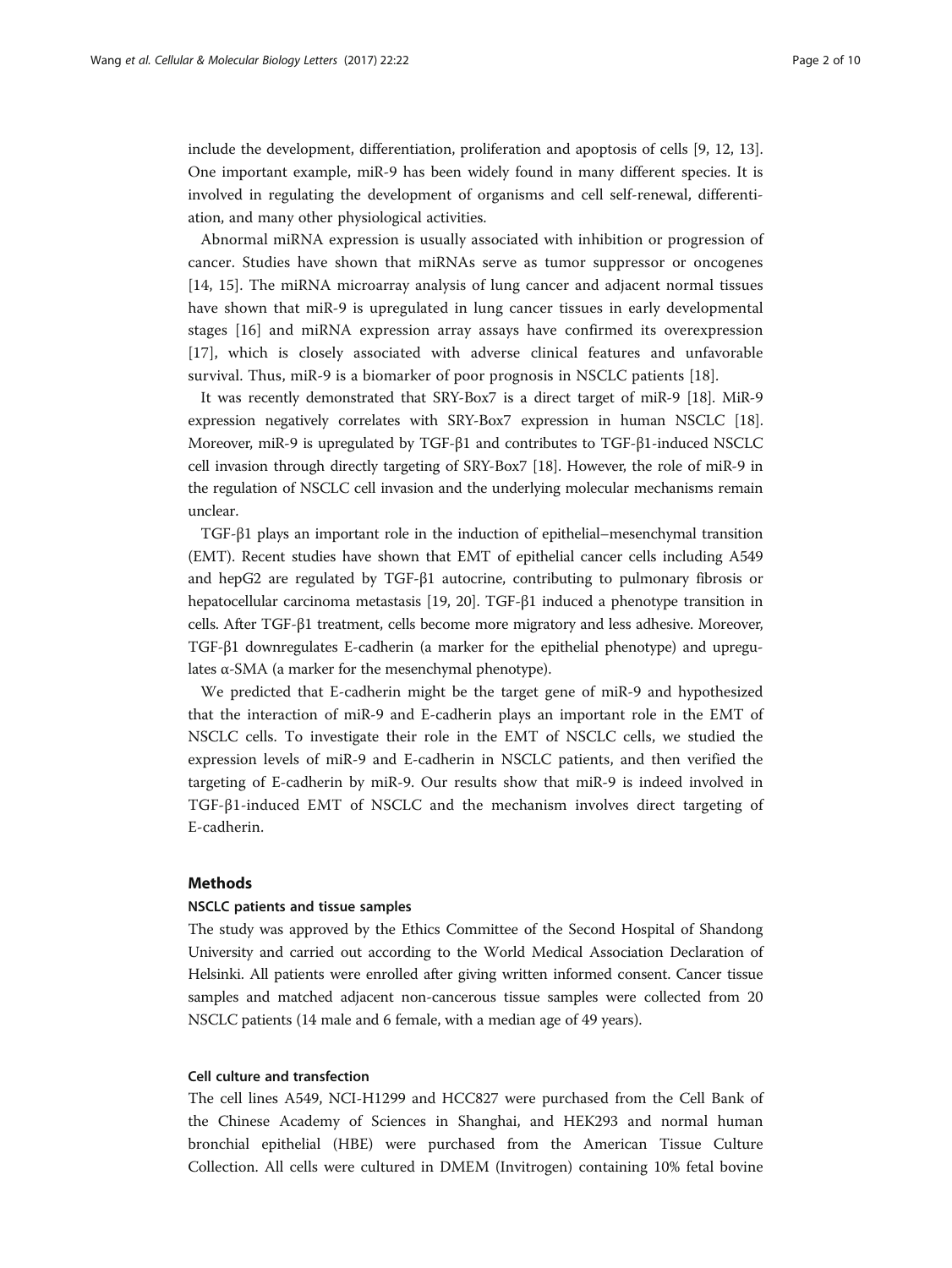include the development, differentiation, proliferation and apoptosis of cells [9, 12, 13]. One important example, miR-9 has been widely found in many different species. It is involved in regulating the development of organisms and cell self-renewal, differentiation, and many other physiological activities.

Abnormal miRNA expression is usually associated with inhibition or progression of cancer. Studies have shown that miRNAs serve as tumor suppressor or oncogenes [14, 15]. The miRNA microarray analysis of lung cancer and adjacent normal tissues have shown that miR-9 is upregulated in lung cancer tissues in early developmental stages [16] and miRNA expression array assays have confirmed its overexpression [17], which is closely associated with adverse clinical features and unfavorable survival. Thus, miR-9 is a biomarker of poor prognosis in NSCLC patients [18].

It was recently demonstrated that SRY-Box7 is a direct target of miR-9 [18]. MiR-9 expression negatively correlates with SRY-Box7 expression in human NSCLC [18]. Moreover, miR-9 is upregulated by TGF-β1 and contributes to TGF-β1-induced NSCLC cell invasion through directly targeting of SRY-Box7 [18]. However, the role of miR-9 in the regulation of NSCLC cell invasion and the underlying molecular mechanisms remain unclear.

TGF-β1 plays an important role in the induction of epithelial–mesenchymal transition (EMT). Recent studies have shown that EMT of epithelial cancer cells including A549 and hepG2 are regulated by TGF-β1 autocrine, contributing to pulmonary fibrosis or hepatocellular carcinoma metastasis [19, 20]. TGF-β1 induced a phenotype transition in cells. After TGF-β1 treatment, cells become more migratory and less adhesive. Moreover, TGF-β1 downregulates E-cadherin (a marker for the epithelial phenotype) and upregulates α-SMA (a marker for the mesenchymal phenotype).

We predicted that E-cadherin might be the target gene of miR-9 and hypothesized that the interaction of miR-9 and E-cadherin plays an important role in the EMT of NSCLC cells. To investigate their role in the EMT of NSCLC cells, we studied the expression levels of miR-9 and E-cadherin in NSCLC patients, and then verified the targeting of E-cadherin by miR-9. Our results show that miR-9 is indeed involved in TGF-β1-induced EMT of NSCLC and the mechanism involves direct targeting of E-cadherin.

## Methods

### NSCLC patients and tissue samples

The study was approved by the Ethics Committee of the Second Hospital of Shandong University and carried out according to the World Medical Association Declaration of Helsinki. All patients were enrolled after giving written informed consent. Cancer tissue samples and matched adjacent non-cancerous tissue samples were collected from 20 NSCLC patients (14 male and 6 female, with a median age of 49 years).

### Cell culture and transfection

The cell lines A549, NCI-H1299 and HCC827 were purchased from the Cell Bank of the Chinese Academy of Sciences in Shanghai, and HEK293 and normal human bronchial epithelial (HBE) were purchased from the American Tissue Culture Collection. All cells were cultured in DMEM (Invitrogen) containing 10% fetal bovine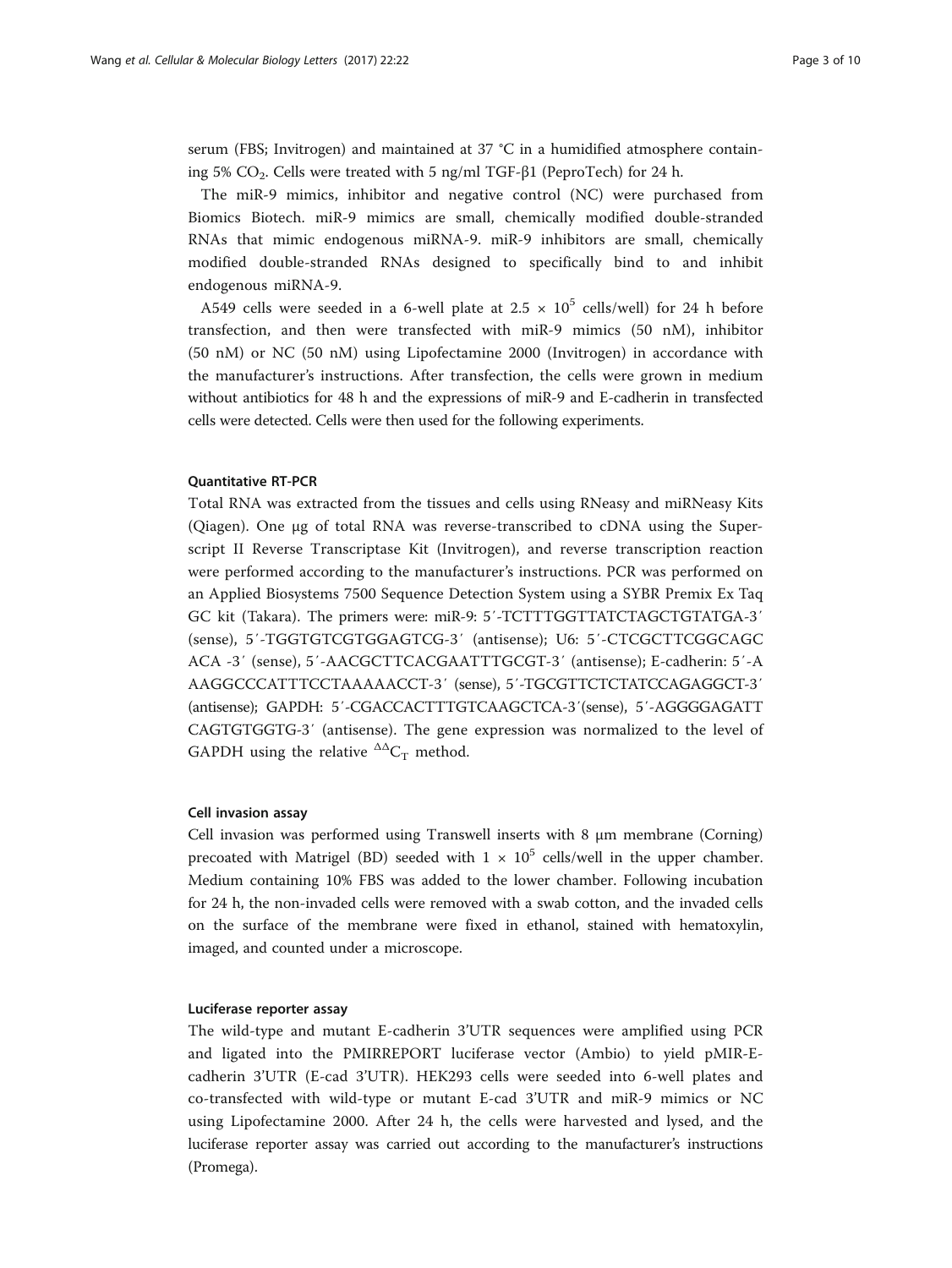serum (FBS; Invitrogen) and maintained at 37 °C in a humidified atmosphere containing 5% $CO_2$. Cells were treated with 5 ng/ml TGF-β1 (PeproTech) for 24 h.

The miR-9 mimics, inhibitor and negative control (NC) were purchased from Biomics Biotech. miR-9 mimics are small, chemically modified double-stranded RNAs that mimic endogenous miRNA-9. miR-9 inhibitors are small, chemically modified double-stranded RNAs designed to specifically bind to and inhibit endogenous miRNA-9.

A549 cells were seeded in a 6-well plate at $2.5 \times 10^5$ cells/well) for 24 h before transfection, and then were transfected with miR-9 mimics (50 nM), inhibitor (50 nM) or NC (50 nM) using Lipofectamine 2000 (Invitrogen) in accordance with the manufacturer's instructions. After transfection, the cells were grown in medium without antibiotics for 48 h and the expressions of miR-9 and E-cadherin in transfected cells were detected. Cells were then used for the following experiments.

#### Quantitative RT-PCR

Total RNA was extracted from the tissues and cells using RNeasy and miRNeasy Kits (Qiagen). One μg of total RNA was reverse-transcribed to cDNA using the Superscript II Reverse Transcriptase Kit (Invitrogen), and reverse transcription reaction were performed according to the manufacturer's instructions. PCR was performed on an Applied Biosystems 7500 Sequence Detection System using a SYBR Premix Ex Taq GC kit (Takara). The primers were: miR-9: 5′-TCTTTGGTTATCTAGCTGTATGA-3′ (sense), 5′-TGGTGTCGTGGAGTCG-3′ (antisense); U6: 5′-CTCGCTTCGGCAGCACA -3′ (sense), 5′-AACGCTTCACGAATTTGCGT-3′ (antisense); E-cadherin: 5′-AAAGGCCCATTTCCTAAAAACCT-3′ (sense), 5′-TGCGTTCTCTATCCAGAGGCT-3′ (antisense); GAPDH: 5′-CGACCACTTTGTCAAGCTCA-3′(sense), 5′-AGGGGAGATTCAGTGTGGTG-3′ (antisense). The gene expression was normalized to the level of GAPDH using the relative $^{\Delta\Delta}C_T$ method.

#### Cell invasion assay

Cell invasion was performed using Transwell inserts with 8 μm membrane (Corning) precoated with Matrigel (BD) seeded with $1 \times 10^5$ cells/well in the upper chamber. Medium containing 10% FBS was added to the lower chamber. Following incubation for 24 h, the non-invaded cells were removed with a swab cotton, and the invaded cells on the surface of the membrane were fixed in ethanol, stained with hematoxylin, imaged, and counted under a microscope.

#### Luciferase reporter assay

The wild-type and mutant E-cadherin 3'UTR sequences were amplified using PCR and ligated into the PMIRREPORT luciferase vector (Ambio) to yield pMIR-E-cadherin 3'UTR (E-cad 3'UTR). HEK293 cells were seeded into 6-well plates and co-transfected with wild-type or mutant E-cad 3'UTR and miR-9 mimics or NC using Lipofectamine 2000. After 24 h, the cells were harvested and lysed, and the luciferase reporter assay was carried out according to the manufacturer's instructions (Promega).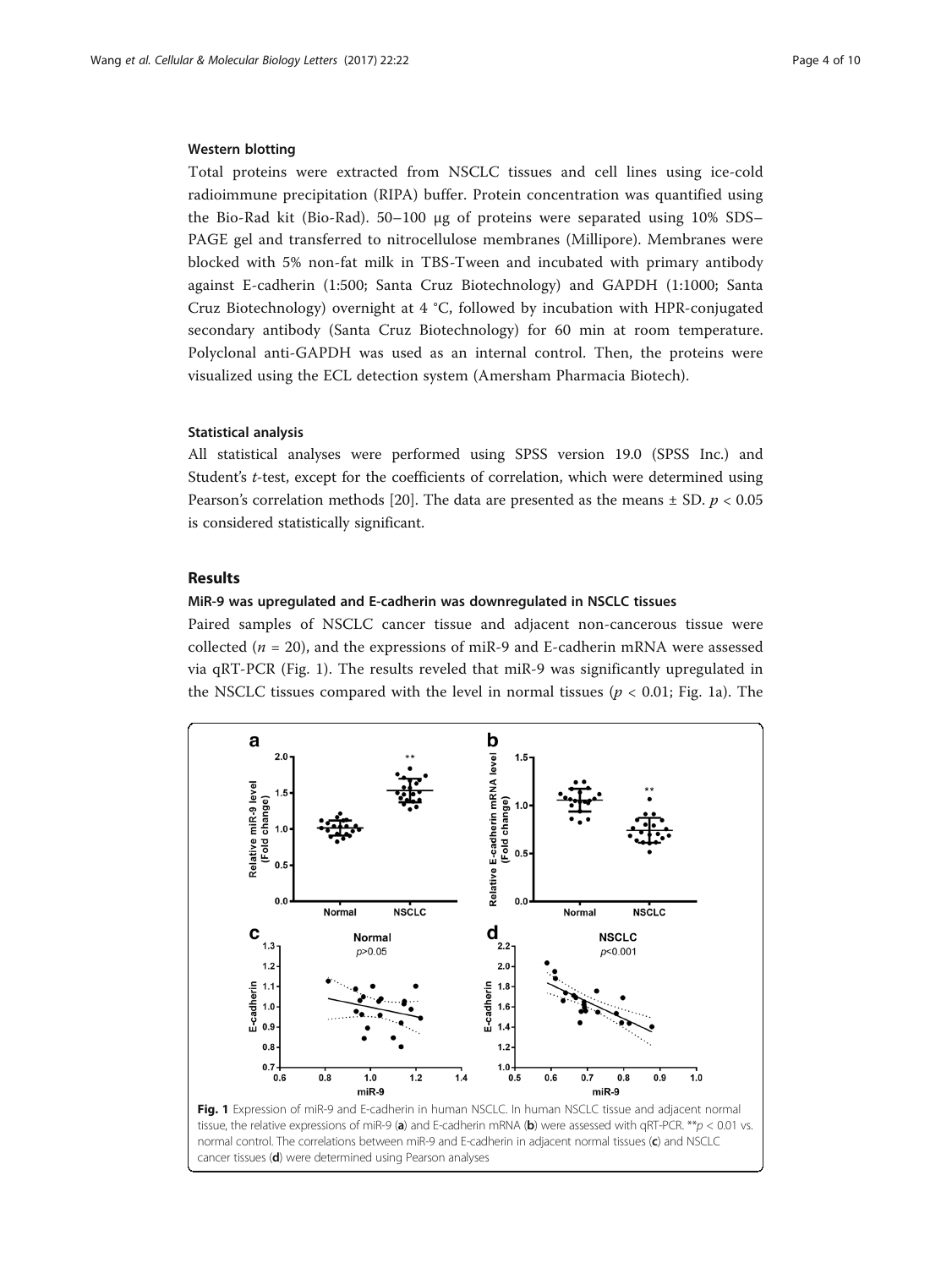### Western blotting

Total proteins were extracted from NSCLC tissues and cell lines using ice-cold radioimmune precipitation (RIPA) buffer. Protein concentration was quantified using the Bio-Rad kit (Bio-Rad). 50–100 μg of proteins were separated using 10% SDS–PAGE gel and transferred to nitrocellulose membranes (Millipore). Membranes were blocked with 5% non-fat milk in TBS-Tween and incubated with primary antibody against E-cadherin (1:500; Santa Cruz Biotechnology) and GAPDH (1:1000; Santa Cruz Biotechnology) overnight at 4 °C, followed by incubation with HPR-conjugated secondary antibody (Santa Cruz Biotechnology) for 60 min at room temperature. Polyclonal anti-GAPDH was used as an internal control. Then, the proteins were visualized using the ECL detection system (Amersham Pharmacia Biotech).

### Statistical analysis

All statistical analyses were performed using SPSS version 19.0 (SPSS Inc.) and Student's *t*-test, except for the coefficients of correlation, which were determined using Pearson's correlation methods [20]. The data are presented as the means ± SD. $p < 0.05$ is considered statistically significant.

## Results

### MiR-9 was upregulated and E-cadherin was downregulated in NSCLC tissues

Paired samples of NSCLC cancer tissue and adjacent non-cancerous tissue were collected ($n = 20$), and the expressions of miR-9 and E-cadherin mRNA were assessed via qRT-PCR (Fig. 1). The results reveled that miR-9 was significantly upregulated in the NSCLC tissues compared with the level in normal tissues ($p < 0.01$; Fig. 1a). The

**Fig. 1** Expression of miR-9 and E-cadherin in human NSCLC. In human NSCLC tissue and adjacent normal tissue, the relative expressions of miR-9 (**a**) and E-cadherin mRNA (**b**) were assessed with qRT-PCR. \*\*$p < 0.01$ vs. normal control. The correlations between miR-9 and E-cadherin in adjacent normal tissues (**c**) and NSCLC cancer tissues (**d**) were determined using Pearson analyses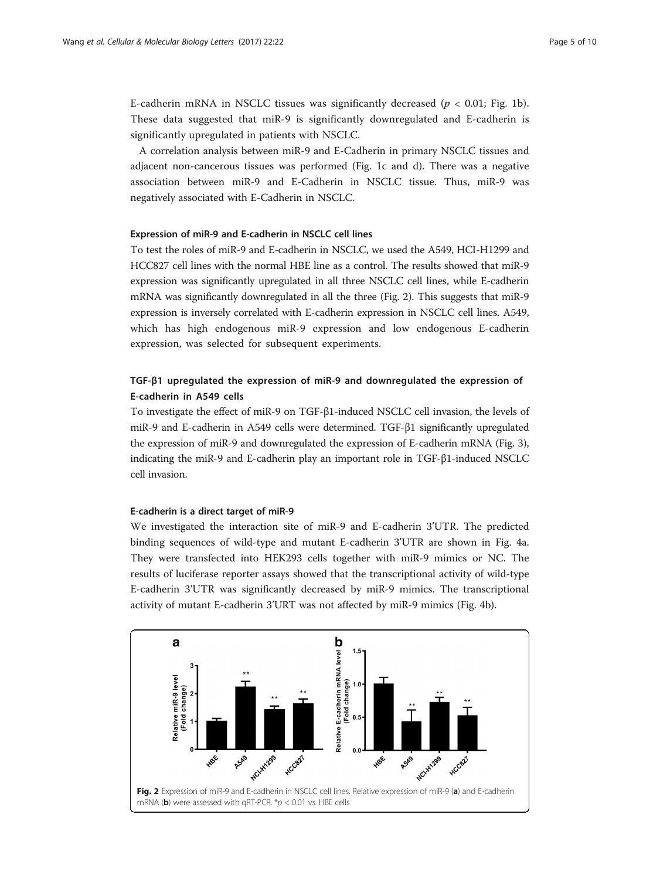E-cadherin mRNA in NSCLC tissues was significantly decreased ($p < 0.01$; Fig. 1b). These data suggested that miR-9 is significantly downregulated and E-cadherin is significantly upregulated in patients with NSCLC.

A correlation analysis between miR-9 and E-Cadherin in primary NSCLC tissues and adjacent non-cancerous tissues was performed (Fig. 1c and d). There was a negative association between miR-9 and E-Cadherin in NSCLC tissue. Thus, miR-9 was negatively associated with E-Cadherin in NSCLC.

#### Expression of miR-9 and E-cadherin in NSCLC cell lines

To test the roles of miR-9 and E-cadherin in NSCLC, we used the A549, HCI-H1299 and HCC827 cell lines with the normal HBE line as a control. The results showed that miR-9 expression was significantly upregulated in all three NSCLC cell lines, while E-cadherin mRNA was significantly downregulated in all the three (Fig. 2). This suggests that miR-9 expression is inversely correlated with E-cadherin expression in NSCLC cell lines. A549, which has high endogenous miR-9 expression and low endogenous E-cadherin expression, was selected for subsequent experiments.

#### TGF-β1 upregulated the expression of miR-9 and downregulated the expression of E-cadherin in A549 cells

To investigate the effect of miR-9 on TGF-β1-induced NSCLC cell invasion, the levels of miR-9 and E-cadherin in A549 cells were determined. TGF-β1 significantly upregulated the expression of miR-9 and downregulated the expression of E-cadherin mRNA (Fig. 3), indicating the miR-9 and E-cadherin play an important role in TGF-β1-induced NSCLC cell invasion.

#### E-cadherin is a direct target of miR-9

We investigated the interaction site of miR-9 and E-cadherin 3'UTR. The predicted binding sequences of wild-type and mutant E-cadherin 3'UTR are shown in Fig. 4a. They were transfected into HEK293 cells together with miR-9 mimics or NC. The results of luciferase reporter assays showed that the transcriptional activity of wild-type E-cadherin 3'UTR was significantly decreased by miR-9 mimics. The transcriptional activity of mutant E-cadherin 3'URT was not affected by miR-9 mimics (Fig. 4b).

**Fig. 2** Expression of miR-9 and E-cadherin in NSCLC cell lines. Relative expression of miR-9 (**a**) and E-cadherin mRNA (**b**) were assessed with qRT-PCR. *$p < 0.01$ vs. HBE cells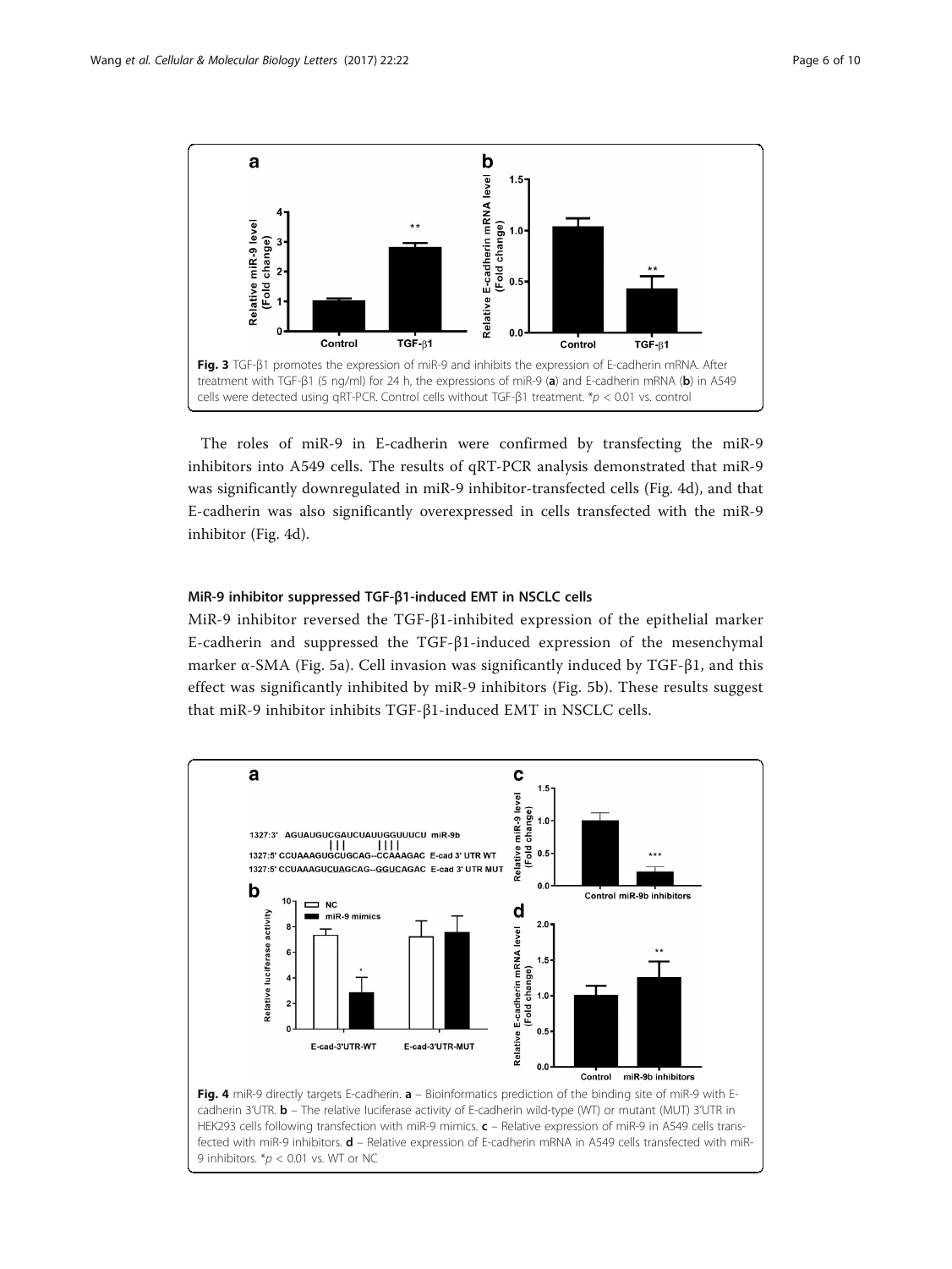Fig. 3 TGF-β1 promotes the expression of miR-9 and inhibits the expression of E-cadherin mRNA. After treatment with TGF-β1 (5 ng/ml) for 24 h, the expressions of miR-9 (**a**) and E-cadherin mRNA (**b**) in A549 cells were detected using qRT-PCR. Control cells without TGF-β1 treatment. *$p < 0.01$ vs. control

The roles of miR-9 in E-cadherin were confirmed by transfecting the miR-9 inhibitors into A549 cells. The results of qRT-PCR analysis demonstrated that miR-9 was significantly downregulated in miR-9 inhibitor-transfected cells (Fig. 4d), and that E-cadherin was also significantly overexpressed in cells transfected with the miR-9 inhibitor (Fig. 4d).

### MiR-9 inhibitor suppressed TGF-β1-induced EMT in NSCLC cells

MiR-9 inhibitor reversed the TGF-β1-inhibited expression of the epithelial marker E-cadherin and suppressed the TGF-β1-induced expression of the mesenchymal marker α-SMA (Fig. 5a). Cell invasion was significantly induced by TGF-β1, and this effect was significantly inhibited by miR-9 inhibitors (Fig. 5b). These results suggest that miR-9 inhibitor inhibits TGF-β1-induced EMT in NSCLC cells.

Fig. 4 miR-9 directly targets E-cadherin. **a** – Bioinformatics prediction of the binding site of miR-9 with E-cadherin 3'UTR. **b** – The relative luciferase activity of E-cadherin wild-type (WT) or mutant (MUT) 3'UTR in HEK293 cells following transfection with miR-9 mimics. **c** – Relative expression of miR-9 in A549 cells transfected with miR-9 inhibitors. **d** – Relative expression of E-cadherin mRNA in A549 cells transfected with miR-9 inhibitors. *$p < 0.01$ vs. WT or NC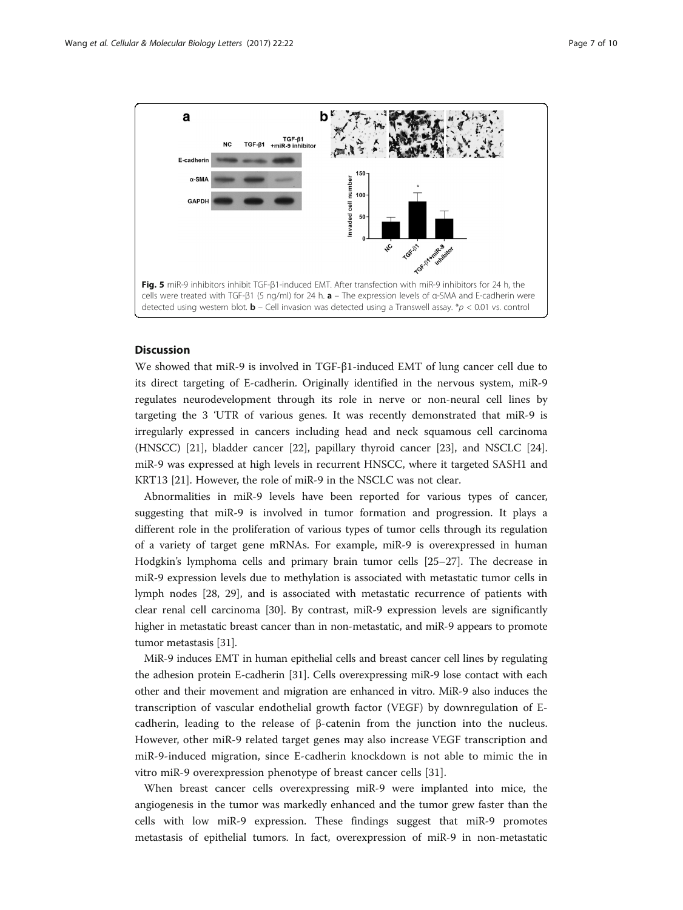**Fig. 5** miR-9 inhibitors inhibit TGF-β1-induced EMT. After transfection with miR-9 inhibitors for 24 h, the cells were treated with TGF-β1 (5 ng/ml) for 24 h. **a** – The expression levels of α-SMA and E-cadherin were detected using western blot. **b** – Cell invasion was detected using a Transwell assay. *$p < 0.01$ vs. control

## Discussion

We showed that miR-9 is involved in TGF-β1-induced EMT of lung cancer cell due to its direct targeting of E-cadherin. Originally identified in the nervous system, miR-9 regulates neurodevelopment through its role in nerve or non-neural cell lines by targeting the 3 'UTR of various genes. It was recently demonstrated that miR-9 is irregularly expressed in cancers including head and neck squamous cell carcinoma (HNSCC) [21], bladder cancer [22], papillary thyroid cancer [23], and NSCLC [24]. miR-9 was expressed at high levels in recurrent HNSCC, where it targeted SASH1 and KRT13 [21]. However, the role of miR-9 in the NSCLC was not clear.

Abnormalities in miR-9 levels have been reported for various types of cancer, suggesting that miR-9 is involved in tumor formation and progression. It plays a different role in the proliferation of various types of tumor cells through its regulation of a variety of target gene mRNAs. For example, miR-9 is overexpressed in human Hodgkin's lymphoma cells and primary brain tumor cells [25–27]. The decrease in miR-9 expression levels due to methylation is associated with metastatic tumor cells in lymph nodes [28, 29], and is associated with metastatic recurrence of patients with clear renal cell carcinoma [30]. By contrast, miR-9 expression levels are significantly higher in metastatic breast cancer than in non-metastatic, and miR-9 appears to promote tumor metastasis [31].

MiR-9 induces EMT in human epithelial cells and breast cancer cell lines by regulating the adhesion protein E-cadherin [31]. Cells overexpressing miR-9 lose contact with each other and their movement and migration are enhanced in vitro. MiR-9 also induces the transcription of vascular endothelial growth factor (VEGF) by downregulation of E-cadherin, leading to the release of β-catenin from the junction into the nucleus. However, other miR-9 related target genes may also increase VEGF transcription and miR-9-induced migration, since E-cadherin knockdown is not able to mimic the in vitro miR-9 overexpression phenotype of breast cancer cells [31].

When breast cancer cells overexpressing miR-9 were implanted into mice, the angiogenesis in the tumor was markedly enhanced and the tumor grew faster than the cells with low miR-9 expression. These findings suggest that miR-9 promotes metastasis of epithelial tumors. In fact, overexpression of miR-9 in non-metastatic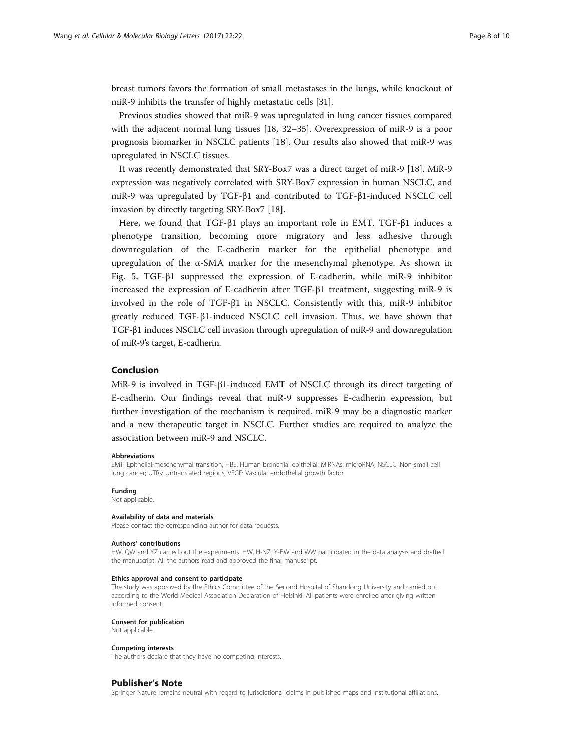breast tumors favors the formation of small metastases in the lungs, while knockout of miR-9 inhibits the transfer of highly metastatic cells [31].

Previous studies showed that miR-9 was upregulated in lung cancer tissues compared with the adjacent normal lung tissues [18, 32–35]. Overexpression of miR-9 is a poor prognosis biomarker in NSCLC patients [18]. Our results also showed that miR-9 was upregulated in NSCLC tissues.

It was recently demonstrated that SRY-Box7 was a direct target of miR-9 [18]. MiR-9 expression was negatively correlated with SRY-Box7 expression in human NSCLC, and miR-9 was upregulated by TGF-β1 and contributed to TGF-β1-induced NSCLC cell invasion by directly targeting SRY-Box7 [18].

Here, we found that TGF-β1 plays an important role in EMT. TGF-β1 induces a phenotype transition, becoming more migratory and less adhesive through downregulation of the E-cadherin marker for the epithelial phenotype and upregulation of the α-SMA marker for the mesenchymal phenotype. As shown in Fig. 5, TGF-β1 suppressed the expression of E-cadherin, while miR-9 inhibitor increased the expression of E-cadherin after TGF-β1 treatment, suggesting miR-9 is involved in the role of TGF-β1 in NSCLC. Consistently with this, miR-9 inhibitor greatly reduced TGF-β1-induced NSCLC cell invasion. Thus, we have shown that TGF-β1 induces NSCLC cell invasion through upregulation of miR-9 and downregulation of miR-9's target, E-cadherin.

## Conclusion

MiR-9 is involved in TGF-β1-induced EMT of NSCLC through its direct targeting of E-cadherin. Our findings reveal that miR-9 suppresses E-cadherin expression, but further investigation of the mechanism is required. miR-9 may be a diagnostic marker and a new therapeutic target in NSCLC. Further studies are required to analyze the association between miR-9 and NSCLC.

#### Abbreviations

EMT: Epithelial-mesenchymal transition; HBE: Human bronchial epithelial; MiRNAs: microRNA; NSCLC: Non-small cell lung cancer; UTRs: Untranslated regions; VEGF: Vascular endothelial growth factor

#### Funding

Not applicable.

#### Availability of data and materials

Please contact the corresponding author for data requests.

#### Authors' contributions

HW, QW and YZ carried out the experiments. HW, H-NZ, Y-BW and WW participated in the data analysis and drafted the manuscript. All the authors read and approved the final manuscript.

#### Ethics approval and consent to participate

The study was approved by the Ethics Committee of the Second Hospital of Shandong University and carried out according to the World Medical Association Declaration of Helsinki. All patients were enrolled after giving written informed consent.

#### Consent for publication

Not applicable.

#### Competing interests

The authors declare that they have no competing interests.

## Publisher's Note

Springer Nature remains neutral with regard to jurisdictional claims in published maps and institutional affiliations.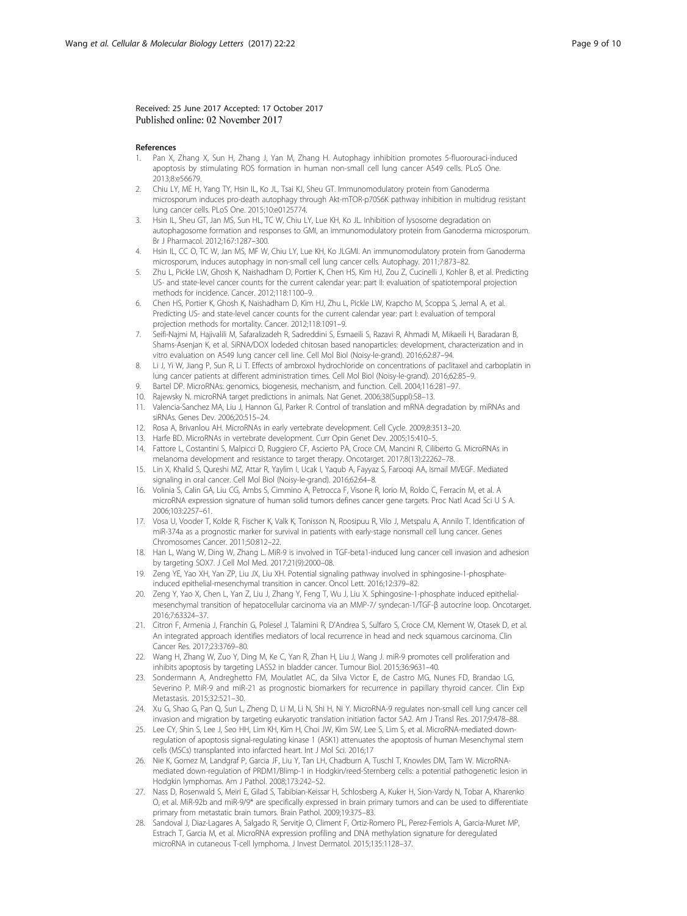Received: 25 June 2017 Accepted: 17 October 2017
Published online: 02 November 2017

## References

1. Pan X, Zhang X, Sun H, Zhang J, Yan M, Zhang H. Autophagy inhibition promotes 5-fluorouraci-induced apoptosis by stimulating ROS formation in human non-small cell lung cancer A549 cells. PLoS One. 2013;8:e56679.
2. Chiu LY, ME H, Yang TY, Hsin IL, Ko JL, Tsai KJ, Sheu GT. Immunomodulatory protein from Ganoderma microsporum induces pro-death autophagy through Akt-mTOR-p70S6K pathway inhibition in multidrug resistant lung cancer cells. PLoS One. 2015;10:e0125774.
3. Hsin IL, Sheu GT, Jan MS, Sun HL, TC W, Chiu LY, Lue KH, Ko JL. Inhibition of lysosome degradation on autophagosome formation and responses to GMI, an immunomodulatory protein from Ganoderma microsporum. Br J Pharmacol. 2012;167:1287–300.
4. Hsin IL, CC O, TC W, Jan MS, MF W, Chiu LY, Lue KH, Ko JLGMI. An immunomodulatory protein from Ganoderma microsporum, induces autophagy in non-small cell lung cancer cells. Autophagy. 2011;7:873–82.
5. Zhu L, Pickle LW, Ghosh K, Naishadham D, Portier K, Chen HS, Kim HJ, Zou Z, Cucinelli J, Kohler B, et al. Predicting US- and state-level cancer counts for the current calendar year: part II: evaluation of spatiotemporal projection methods for incidence. Cancer. 2012;118:1100–9.
6. Chen HS, Portier K, Ghosh K, Naishadham D, Kim HJ, Zhu L, Pickle LW, Krapcho M, Scoppa S, Jemal A, et al. Predicting US- and state-level cancer counts for the current calendar year: part I: evaluation of temporal projection methods for mortality. Cancer. 2012;118:1091–9.
7. Seifi-Najmi M, Hajivalili M, Safaralizadeh R, Sadreddini S, Esmaeili S, Razavi R, Ahmadi M, Mikaeili H, Baradaran B, Shams-Asenjan K, et al. SiRNA/DOX lodeded chitosan based nanoparticles: development, characterization and in vitro evaluation on A549 lung cancer cell line. Cell Mol Biol (Noisy-le-grand). 2016;62:87–94.
8. Li J, Yi W, Jiang P, Sun R, Li T. Effects of ambroxol hydrochloride on concentrations of paclitaxel and carboplatin in lung cancer patients at different administration times. Cell Mol Biol (Noisy-le-grand). 2016;62:85–9.
9. Bartel DP. MicroRNAs: genomics, biogenesis, mechanism, and function. Cell. 2004;116:281–97.
10. Rajewsky N. microRNA target predictions in animals. Nat Genet. 2006;38(Suppl):S8–13.
11. Valencia-Sanchez MA, Liu J, Hannon GJ, Parker R. Control of translation and mRNA degradation by miRNAs and siRNAs. Genes Dev. 2006;20:515–24.
12. Rosa A, Brivanlou AH. MicroRNAs in early vertebrate development. Cell Cycle. 2009;8:3513–20.
13. Harfe BD. MicroRNAs in vertebrate development. Curr Opin Genet Dev. 2005;15:410–5.
14. Fattore L, Costantini S, Malpicci D, Ruggiero CF, Ascierto PA, Croce CM, Mancini R, Ciliberto G. MicroRNAs in melanoma development and resistance to target therapy. Oncotarget. 2017;8(13):22262–78.
15. Lin X, Khalid S, Qureshi MZ, Attar R, Yaylim I, Ucak I, Yaqub A, Fayyaz S, Farooqi AA, Ismail MVEGF. Mediated signaling in oral cancer. Cell Mol Biol (Noisy-le-grand). 2016;62:64–8.
16. Volinia S, Calin GA, Liu CG, Ambs S, Cimmino A, Petrocca F, Visone R, Iorio M, Roldo C, Ferracin M, et al. A microRNA expression signature of human solid tumors defines cancer gene targets. Proc Natl Acad Sci U S A. 2006;103:2257–61.
17. Vosa U, Vooder T, Kolde R, Fischer K, Valk K, Tonisson N, Roosipuu R, Vilo J, Metspalu A, Annilo T. Identification of miR-374a as a prognostic marker for survival in patients with early-stage nonsmall cell lung cancer. Genes Chromosomes Cancer. 2011;50:812–22.
18. Han L, Wang W, Ding W, Zhang L. MiR-9 is involved in TGF-beta1-induced lung cancer cell invasion and adhesion by targeting SOX7. J Cell Mol Med. 2017;21(9):2000–08.
19. Zeng YE, Yao XH, Yan ZP, Liu JX, Liu XH. Potential signaling pathway involved in sphingosine-1-phosphate-induced epithelial-mesenchymal transition in cancer. Oncol Lett. 2016;12:379–82.
20. Zeng Y, Yao X, Chen L, Yan Z, Liu J, Zhang Y, Feng T, Wu J, Liu X. Sphingosine-1-phosphate induced epithelial-mesenchymal transition of hepatocellular carcinoma via an MMP-7/ syndecan-1/TGF-β autocrine loop. Oncotarget. 2016;7:63324–37.
21. Citron F, Armenia J, Franchin G, Polesel J, Talamini R, D'Andrea S, Sulfaro S, Croce CM, Klement W, Otasek D, et al. An integrated approach identifies mediators of local recurrence in head and neck squamous carcinoma. Clin Cancer Res. 2017;23:3769–80.
22. Wang H, Zhang W, Zuo Y, Ding M, Ke C, Yan R, Zhan H, Liu J, Wang J. miR-9 promotes cell proliferation and inhibits apoptosis by targeting LASS2 in bladder cancer. Tumour Biol. 2015;36:9631–40.
23. Sondermann A, Andreghetto FM, Moulatlet AC, da Silva Victor E, de Castro MG, Nunes FD, Brandao LG, Severino P. MiR-9 and miR-21 as prognostic biomarkers for recurrence in papillary thyroid cancer. Clin Exp Metastasis. 2015;32:521–30.
24. Xu G, Shao G, Pan Q, Sun L, Zheng D, Li M, Li N, Shi H, Ni Y. MicroRNA-9 regulates non-small cell lung cancer cell invasion and migration by targeting eukaryotic translation initiation factor 5A2. Am J Transl Res. 2017;9:478–88.
25. Lee CY, Shin S, Lee J, Seo HH, Lim KH, Kim H, Choi JW, Kim SW, Lee S, Lim S, et al. MicroRNA-mediated down-regulation of apoptosis signal-regulating kinase 1 (ASK1) attenuates the apoptosis of human Mesenchymal stem cells (MSCs) transplanted into infarcted heart. Int J Mol Sci. 2016;17
26. Nie K, Gomez M, Landgraf P, Garcia JF, Liu Y, Tan LH, Chadburn A, Tuschl T, Knowles DM, Tam W. MicroRNA-mediated down-regulation of PRDM1/Blimp-1 in Hodgkin/reed-Sternberg cells: a potential pathogenetic lesion in Hodgkin lymphomas. Am J Pathol. 2008;173:242–52.
27. Nass D, Rosenwald S, Meiri E, Gilad S, Tabibian-Keissar H, Schlosberg A, Kuker H, Sion-Vardy N, Tobar A, Kharenko O, et al. MiR-92b and miR-9/9* are specifically expressed in brain primary tumors and can be used to differentiate primary from metastatic brain tumors. Brain Pathol. 2009;19:375–83.
28. Sandoval J, Diaz-Lagares A, Salgado R, Servitje O, Climent F, Ortiz-Romero PL, Perez-Ferriols A, Garcia-Muret MP, Estrach T, Garcia M, et al. MicroRNA expression profiling and DNA methylation signature for deregulated microRNA in cutaneous T-cell lymphoma. J Invest Dermatol. 2015;135:1128–37.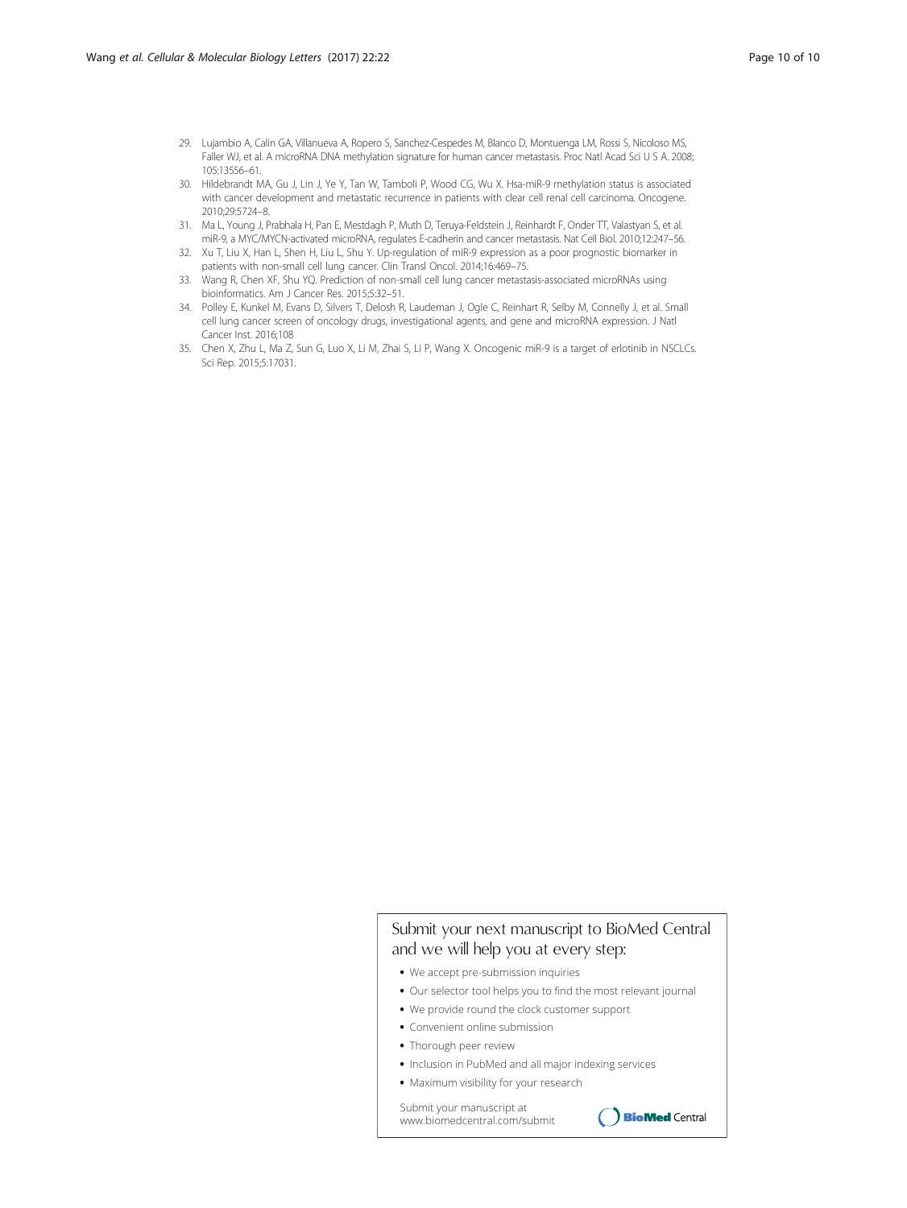29. Lujambio A, Calin GA, Villanueva A, Ropero S, Sanchez-Cespedes M, Blanco D, Montuenga LM, Rossi S, Nicoloso MS, Faller WJ, et al. A microRNA DNA methylation signature for human cancer metastasis. Proc Natl Acad Sci U S A. 2008; 105:13556–61.
30. Hildebrandt MA, Gu J, Lin J, Ye Y, Tan W, Tamboli P, Wood CG, Wu X. Hsa-miR-9 methylation status is associated with cancer development and metastatic recurrence in patients with clear cell renal cell carcinoma. Oncogene. 2010;29:5724–8.
31. Ma L, Young J, Prabhala H, Pan E, Mestdagh P, Muth D, Teruya-Feldstein J, Reinhardt F, Onder TT, Valastyan S, et al. miR-9, a MYC/MYCN-activated microRNA, regulates E-cadherin and cancer metastasis. Nat Cell Biol. 2010;12:247–56.
32. Xu T, Liu X, Han L, Shen H, Liu L, Shu Y. Up-regulation of miR-9 expression as a poor prognostic biomarker in patients with non-small cell lung cancer. Clin Transl Oncol. 2014;16:469–75.
33. Wang R, Chen XF, Shu YQ. Prediction of non-small cell lung cancer metastasis-associated microRNAs using bioinformatics. Am J Cancer Res. 2015;5:32–51.
34. Polley E, Kunkel M, Evans D, Silvers T, Delosh R, Laudeman J, Ogle C, Reinhart R, Selby M, Connelly J, et al. Small cell lung cancer screen of oncology drugs, investigational agents, and gene and microRNA expression. J Natl Cancer Inst. 2016;108
35. Chen X, Zhu L, Ma Z, Sun G, Luo X, Li M, Zhai S, Li P, Wang X. Oncogenic miR-9 is a target of erlotinib in NSCLCs. Sci Rep. 2015;5:17031.

Submit your next manuscript to BioMed Central and we will help you at every step:

- We accept pre-submission inquiries
- Our selector tool helps you to find the most relevant journal
- We provide round the clock customer support
- Convenient online submission
- Thorough peer review
- Inclusion in PubMed and all major indexing services
- Maximum visibility for your research

Submit your manuscript at
www.biomedcentral.com/submit

BioMed Central